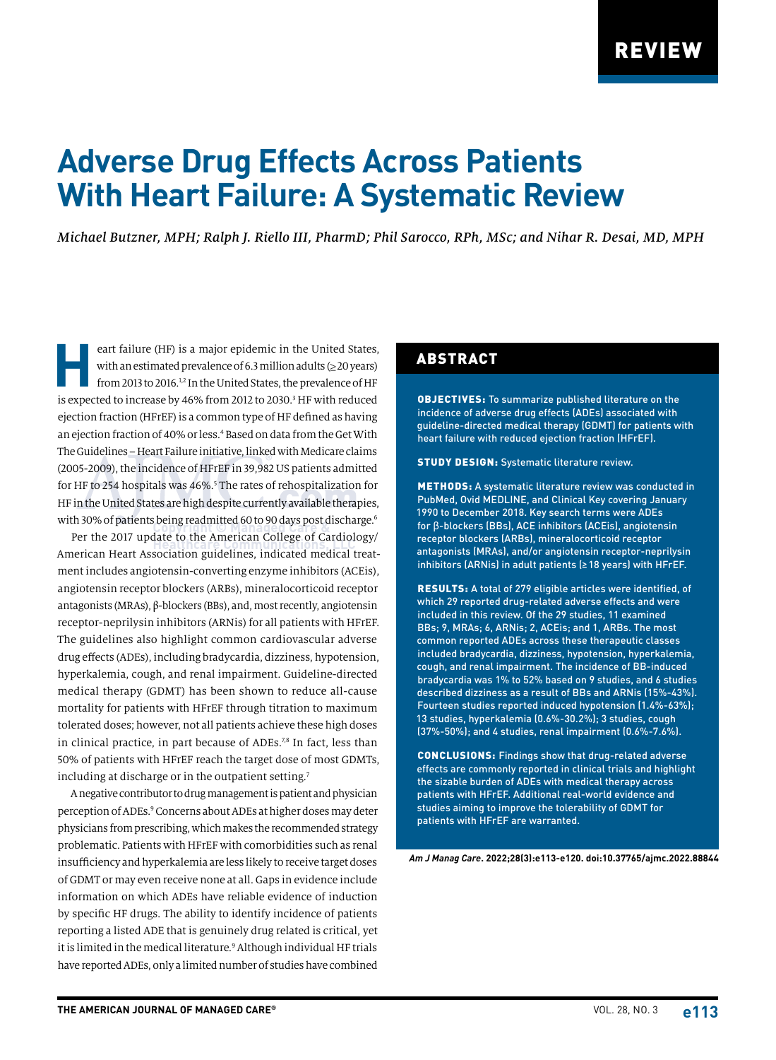REVIEW

# Adverse Drug Effects Across Patients With Heart Failure: A Systematic Review

*Michael Butzner, MPH; Ralph J. Riello III, PharmD; Phil Sarocco, RPh, MSc; and Nihar R. Desai, MD, MPH*

## ABSTRACT

**OBJECTIVES:** To summarize published literature on the incidence of adverse drug effects (ADEs) associated with guideline-directed medical therapy (GDMT) for patients with heart failure with reduced ejection fraction (HFrEF).

**STUDY DESIGN:** Systematic literature review.

**METHODS:** A systematic literature review was conducted in PubMed, Ovid MEDLINE, and Clinical Key covering January 1990 to December 2018. Key search terms were ADEs for β-blockers (BBs), ACE inhibitors (ACEis), angiotensin receptor blockers (ARBs), mineralocorticoid receptor antagonists (MRAs), and/or angiotensin receptor-neprilysin inhibitors (ARNis) in adult patients (≥ 18 years) with HFrEF.

**RESULTS:** A total of 279 eligible articles were identified, of which 29 reported drug-related adverse effects and were included in this review. Of the 29 studies, 11 examined BBs; 9, MRAs; 6, ARNis; 2, ACEis; and 1, ARBs. The most common reported ADEs across these therapeutic classes included bradycardia, dizziness, hypotension, hyperkalemia, cough, and renal impairment. The incidence of BB-induced bradycardia was 1% to 52% based on 9 studies, and 6 studies described dizziness as a result of BBs and ARNis (15%-43%). Fourteen studies reported induced hypotension (1.4%-63%); 13 studies, hyperkalemia (0.6%-30.2%); 3 studies, cough (37%-50%); and 4 studies, renal impairment (0.6%-7.6%).

**CONCLUSIONS:** Findings show that drug-related adverse effects are commonly reported in clinical trials and highlight the sizable burden of ADEs with medical therapy across patients with HFrEF. Additional real-world evidence and studies aiming to improve the tolerability of GDMT for patients with HFrEF are warranted.

***Am J Manag Care*. 2022;28(3):e113-e120. doi:10.37765/ajmc.2022.88844**

Heart failure (HF) is a major epidemic in the United States, with an estimated prevalence of 6.3 million adults (≥ 20 years) from 2013 to 2016.[1,2] In the United States, the prevalence of HF is expected to increase by 46% from 2012 to 2030.[3] HF with reduced ejection fraction (HFrEF) is a common type of HF defined as having an ejection fraction of 40% or less.[4] Based on data from the Get With The Guidelines – Heart Failure initiative, linked with Medicare claims (2005-2009), the incidence of HFrEF in 39,982 US patients admitted for HF to 254 hospitals was 46%.[5] The rates of rehospitalization for HF in the United States are high despite currently available therapies, with 30% of patients being readmitted 60 to 90 days post discharge.[6]

Per the 2017 update to the American College of Cardiology/American Heart Association guidelines, indicated medical treatment includes angiotensin-converting enzyme inhibitors (ACEis), angiotensin receptor blockers (ARBs), mineralocorticoid receptor antagonists (MRAs), β-blockers (BBs), and, most recently, angiotensin receptor-neprilysin inhibitors (ARNis) for all patients with HFrEF. The guidelines also highlight common cardiovascular adverse drug effects (ADEs), including bradycardia, dizziness, hypotension, hyperkalemia, cough, and renal impairment. Guideline-directed medical therapy (GDMT) has been shown to reduce all-cause mortality for patients with HFrEF through titration to maximum tolerated doses; however, not all patients achieve these high doses in clinical practice, in part because of ADEs.[7,8] In fact, less than 50% of patients with HFrEF reach the target dose of most GDMTs, including at discharge or in the outpatient setting.[7]

A negative contributor to drug management is patient and physician perception of ADEs.[9] Concerns about ADEs at higher doses may deter physicians from prescribing, which makes the recommended strategy problematic. Patients with HFrEF with comorbidities such as renal insufficiency and hyperkalemia are less likely to receive target doses of GDMT or may even receive none at all. Gaps in evidence include information on which ADEs have reliable evidence of induction by specific HF drugs. The ability to identify incidence of patients reporting a listed ADE that is genuinely drug related is critical, yet it is limited in the medical literature.[9] Although individual HF trials have reported ADEs, only a limited number of studies have combined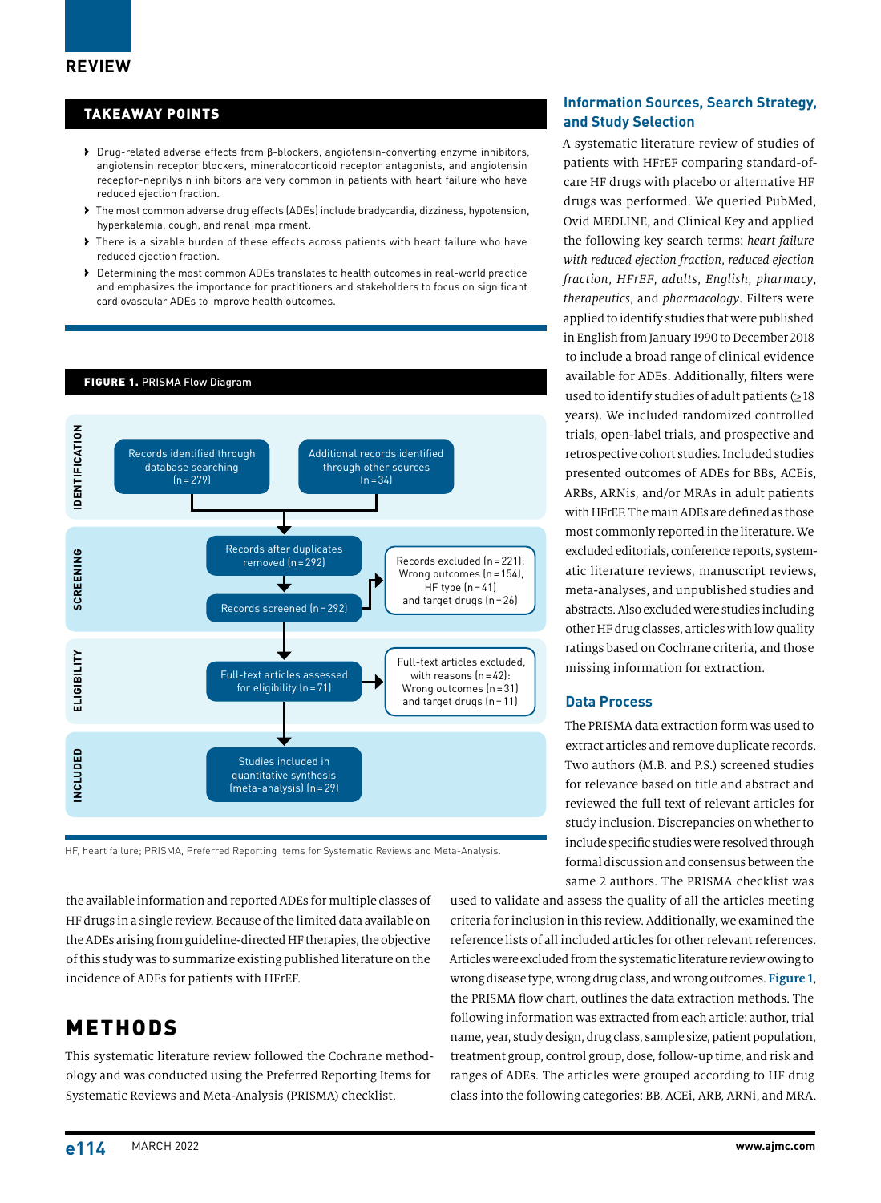## TAKEAWAY POINTS

- Drug-related adverse effects from β-blockers, angiotensin-converting enzyme inhibitors, angiotensin receptor blockers, mineralocorticoid receptor antagonists, and angiotensin receptor-neprilysin inhibitors are very common in patients with heart failure who have reduced ejection fraction.
- The most common adverse drug effects (ADEs) include bradycardia, dizziness, hypotension, hyperkalemia, cough, and renal impairment.
- There is a sizable burden of these effects across patients with heart failure who have reduced ejection fraction.
- Determining the most common ADEs translates to health outcomes in real-world practice and emphasizes the importance for practitioners and stakeholders to focus on significant cardiovascular ADEs to improve health outcomes.

**FIGURE 1.** PRISMA Flow Diagram

IDENTIFICATION

Records identified through database searching (n = 279)

Additional records identified through other sources (n = 34)

SCREENING

Records after duplicates removed (n = 292)

Records screened (n = 292)

Records excluded (n = 221): Wrong outcomes (n = 154), HF type (n = 41) and target drugs (n = 26)

ELIGIBILITY

Full-text articles assessed for eligibility (n = 71)

Full-text articles excluded, with reasons (n = 42): Wrong outcomes (n = 31) and target drugs (n = 11)

INCLUDED

Studies included in quantitative synthesis (meta-analysis) (n = 29)

HF, heart failure; PRISMA, Preferred Reporting Items for Systematic Reviews and Meta-Analysis.

the available information and reported ADEs for multiple classes of HF drugs in a single review. Because of the limited data available on the ADEs arising from guideline-directed HF therapies, the objective of this study was to summarize existing published literature on the incidence of ADEs for patients with HFrEF.

# METHODS

This systematic literature review followed the Cochrane methodology and was conducted using the Preferred Reporting Items for Systematic Reviews and Meta-Analysis (PRISMA) checklist.

### Information Sources, Search Strategy, and Study Selection

A systematic literature review of studies of patients with HFrEF comparing standard-of-care HF drugs with placebo or alternative HF drugs was performed. We queried PubMed, Ovid MEDLINE, and Clinical Key and applied the following key search terms: *heart failure with reduced ejection fraction*, *reduced ejection fraction*, *HFrEF*, *adults*, *English*, *pharmacy*, *therapeutics*, and *pharmacology*. Filters were applied to identify studies that were published in English from January 1990 to December 2018 to include a broad range of clinical evidence available for ADEs. Additionally, filters were used to identify studies of adult patients (≥18 years). We included randomized controlled trials, open-label trials, and prospective and retrospective cohort studies. Included studies presented outcomes of ADEs for BBs, ACEis, ARBs, ARNis, and/or MRAs in adult patients with HFrEF. The main ADEs are defined as those most commonly reported in the literature. We excluded editorials, conference reports, systematic literature reviews, manuscript reviews, meta-analyses, and unpublished studies and abstracts. Also excluded were studies including other HF drug classes, articles with low quality ratings based on Cochrane criteria, and those missing information for extraction.

### Data Process

The PRISMA data extraction form was used to extract articles and remove duplicate records. Two authors (M.B. and P.S.) screened studies for relevance based on title and abstract and reviewed the full text of relevant articles for study inclusion. Discrepancies on whether to include specific studies were resolved through formal discussion and consensus between the same 2 authors. The PRISMA checklist was used to validate and assess the quality of all the articles meeting criteria for inclusion in this review. Additionally, we examined the reference lists of all included articles for other relevant references. Articles were excluded from the systematic literature review owing to wrong disease type, wrong drug class, and wrong outcomes. **Figure 1**, the PRISMA flow chart, outlines the data extraction methods. The following information was extracted from each article: author, trial name, year, study design, drug class, sample size, patient population, treatment group, control group, dose, follow-up time, and risk and ranges of ADEs. The articles were grouped according to HF drug class into the following categories: BB, ACEi, ARB, ARNi, and MRA.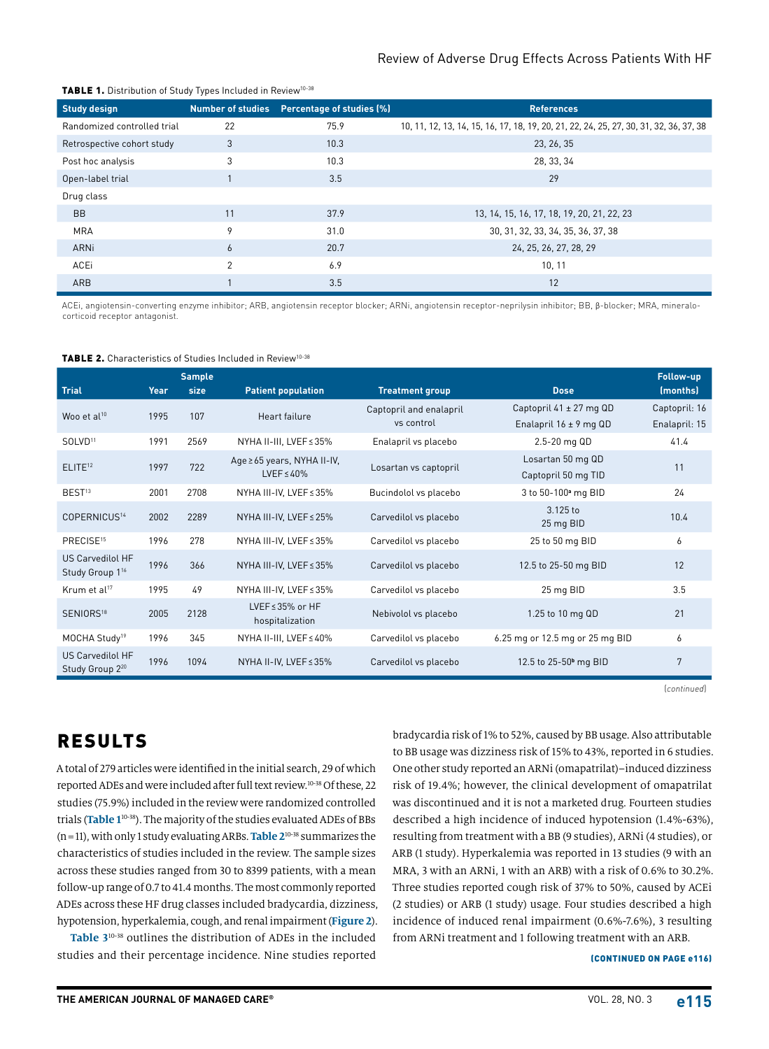**TABLE 1.** Distribution of Study Types Included in Review[10-38]

| Study design | Number of studies | Percentage of studies (%) | References |
|---|---|---|---|
| Randomized controlled trial | 22 | 75.9 | 10, 11, 12, 13, 14, 15, 16, 17, 18, 19, 20, 21, 22, 24, 25, 27, 30, 31, 32, 36, 37, 38 |
| Retrospective cohort study | 3 | 10.3 | 23, 26, 35 |
| Post hoc analysis | 3 | 10.3 | 28, 33, 34 |
| Open-label trial | 1 | 3.5 | 29 |
| Drug class | | | |
| BB | 11 | 37.9 | 13, 14, 15, 16, 17, 18, 19, 20, 21, 22, 23 |
| MRA | 9 | 31.0 | 30, 31, 32, 33, 34, 35, 36, 37, 38 |
| ARNi | 6 | 20.7 | 24, 25, 26, 27, 28, 29 |
| ACEi | 2 | 6.9 | 10, 11 |
| ARB | 1 | 3.5 | 12 |

ACEi, angiotensin-converting enzyme inhibitor; ARB, angiotensin receptor blocker; ARNi, angiotensin receptor-neprilysin inhibitor; BB, β-blocker; MRA, mineralocorticoid receptor antagonist.

**TABLE 2.** Characteristics of Studies Included in Review[10-38]

| Trial | Year | Sample size | Patient population | Treatment group | Dose | Follow-up (months) |
|---|---|---|---|---|---|---|
| Woo et al[10] | 1995 | 107 | Heart failure | Captopril and enalapril vs control | Captopril 41 ± 27 mg QD<br>Enalapril 16 ± 9 mg QD | Captopril: 16<br>Enalapril: 15 |
| SOLVD[11] | 1991 | 2569 | NYHA II-III, LVEF ≤ 35% | Enalapril vs placebo | 2.5-20 mg QD | 41.4 |
| ELITE[12] | 1997 | 722 | Age ≥ 65 years, NYHA II-IV, LVEF ≤ 40% | Losartan vs captopril | Losartan 50 mg QD<br>Captopril 50 mg TID | 11 |
| BEST[13] | 2001 | 2708 | NYHA III-IV, LVEF ≤ 35% | Bucindolol vs placebo | 3 to 50-100[a] mg BID | 24 |
| COPERNICUS[14] | 2002 | 2289 | NYHA III-IV, LVEF ≤ 25% | Carvedilol vs placebo | 3.125 to 25 mg BID | 10.4 |
| PRECISE[15] | 1996 | 278 | NYHA III-IV, LVEF ≤ 35% | Carvedilol vs placebo | 25 to 50 mg BID | 6 |
| US Carvedilol HF Study Group 1[16] | 1996 | 366 | NYHA III-IV, LVEF ≤ 35% | Carvedilol vs placebo | 12.5 to 25-50 mg BID | 12 |
| Krum et al[17] | 1995 | 49 | NYHA III-IV, LVEF ≤ 35% | Carvedilol vs placebo | 25 mg BID | 3.5 |
| SENIORS[18] | 2005 | 2128 | LVEF ≤ 35% or HF hospitalization | Nebivolol vs placebo | 1.25 to 10 mg QD | 21 |
| MOCHA Study[19] | 1996 | 345 | NYHA II-III, LVEF ≤ 40% | Carvedilol vs placebo | 6.25 mg or 12.5 mg or 25 mg BID | 6 |
| US Carvedilol HF Study Group 2[20] | 1996 | 1094 | NYHA II-IV, LVEF ≤ 35% | Carvedilol vs placebo | 12.5 to 25-50[b] mg BID | 7 |

(*continued*)

# RESULTS

A total of 279 articles were identified in the initial search, 29 of which reported ADEs and were included after full text review.[10-38] Of these, 22 studies (75.9%) included in the review were randomized controlled trials (**Table 1**[10-38]). The majority of the studies evaluated ADEs of BBs (n = 11), with only 1 study evaluating ARBs. **Table 2**[10-38] summarizes the characteristics of studies included in the review. The sample sizes across these studies ranged from 30 to 8399 patients, with a mean follow-up range of 0.7 to 41.4 months. The most commonly reported ADEs across these HF drug classes included bradycardia, dizziness, hypotension, hyperkalemia, cough, and renal impairment (**Figure 2**).

**Table 3**[10-38] outlines the distribution of ADEs in the included studies and their percentage incidence. Nine studies reported bradycardia risk of 1% to 52%, caused by BB usage. Also attributable to BB usage was dizziness risk of 15% to 43%, reported in 6 studies. One other study reported an ARNi (omapatrilat)–induced dizziness risk of 19.4%; however, the clinical development of omapatrilat was discontinued and it is not a marketed drug. Fourteen studies described a high incidence of induced hypotension (1.4%-63%), resulting from treatment with a BB (9 studies), ARNi (4 studies), or ARB (1 study). Hyperkalemia was reported in 13 studies (9 with an MRA, 3 with an ARNi, 1 with an ARB) with a risk of 0.6% to 30.2%. Three studies reported cough risk of 37% to 50%, caused by ACEi (2 studies) or ARB (1 study) usage. Four studies described a high incidence of induced renal impairment (0.6%-7.6%), 3 resulting from ARNi treatment and 1 following treatment with an ARB.

**(CONTINUED ON PAGE e116)**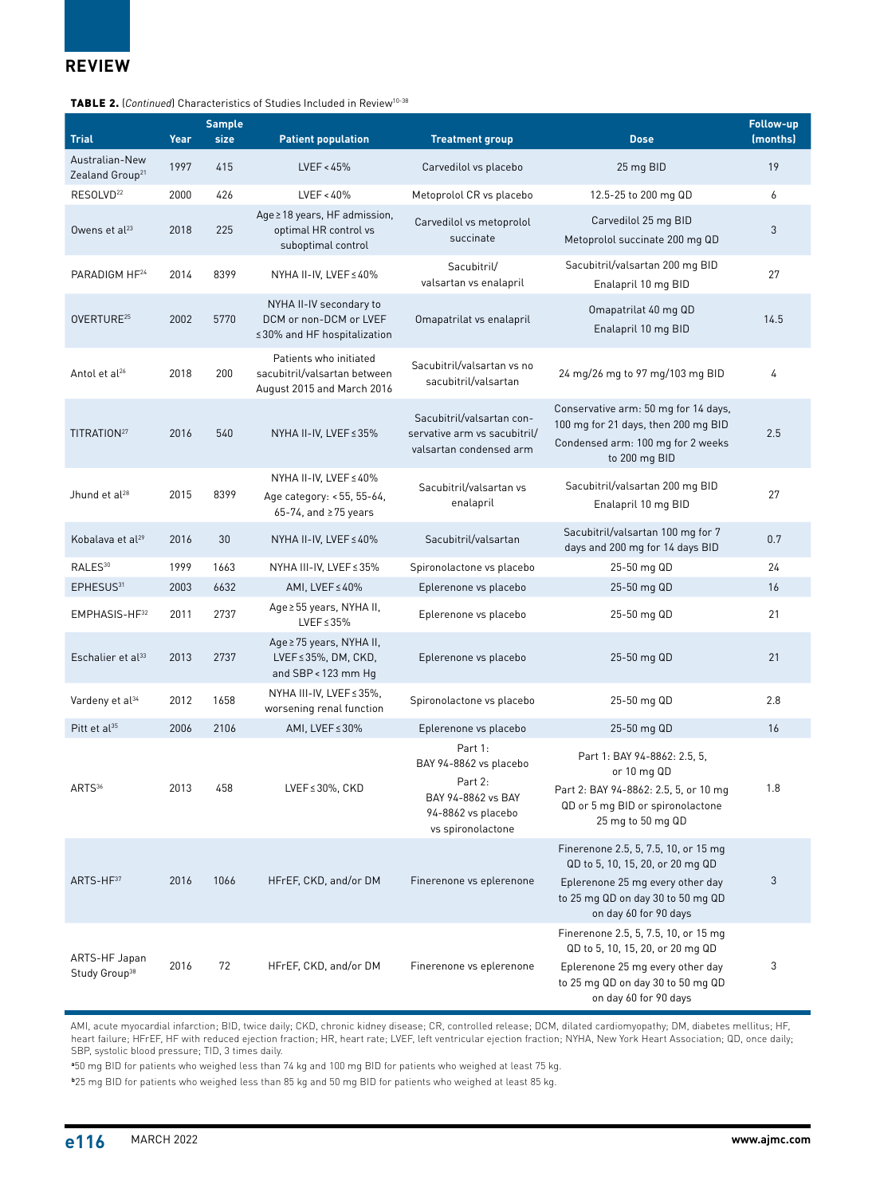**TABLE 2.** (*Continued*) Characteristics of Studies Included in Review[10-38]

| Trial | Year | Sample size | Patient population | Treatment group | Dose | Follow-up (months) |
|---|---|---|---|---|---|---|
| Australian-New Zealand Group[21] | 1997 | 415 | LVEF < 45% | Carvedilol vs placebo | 25 mg BID | 19 |
| RESOLVD[22] | 2000 | 426 | LVEF < 40% | Metoprolol CR vs placebo | 12.5-25 to 200 mg QD | 6 |
| Owens et al[23] | 2018 | 225 | Age ≥ 18 years, HF admission, optimal HR control vs suboptimal control | Carvedilol vs metoprolol succinate | Carvedilol 25 mg BID<br>Metoprolol succinate 200 mg QD | 3 |
| PARADIGM HF[24] | 2014 | 8399 | NYHA II-IV, LVEF ≤ 40% | Sacubitril/ valsartan vs enalapril | Sacubitril/valsartan 200 mg BID<br>Enalapril 10 mg BID | 27 |
| OVERTURE[25] | 2002 | 5770 | NYHA II-IV secondary to DCM or non-DCM or LVEF ≤ 30% and HF hospitalization | Omapatrilat vs enalapril | Omapatrilat 40 mg QD<br>Enalapril 10 mg BID | 14.5 |
| Antol et al[26] | 2018 | 200 | Patients who initiated sacubitril/valsartan between August 2015 and March 2016 | Sacubitril/valsartan vs no sacubitril/valsartan | 24 mg/26 mg to 97 mg/103 mg BID | 4 |
| TITRATION[27] | 2016 | 540 | NYHA II-IV, LVEF ≤ 35% | Sacubitril/valsartan conservative arm vs sacubitril/ valsartan condensed arm | Conservative arm: 50 mg for 14 days, 100 mg for 21 days, then 200 mg BID<br>Condensed arm: 100 mg for 2 weeks to 200 mg BID | 2.5 |
| Jhund et al[28] | 2015 | 8399 | NYHA II-IV, LVEF ≤ 40%<br>Age category: < 55, 55-64, 65-74, and ≥ 75 years | Sacubitril/valsartan vs enalapril | Sacubitril/valsartan 200 mg BID<br>Enalapril 10 mg BID | 27 |
| Kobalava et al[29] | 2016 | 30 | NYHA II-IV, LVEF ≤ 40% | Sacubitril/valsartan | Sacubitril/valsartan 100 mg for 7 days and 200 mg for 14 days BID | 0.7 |
| RALES[30] | 1999 | 1663 | NYHA III-IV, LVEF ≤ 35% | Spironolactone vs placebo | 25-50 mg QD | 24 |
| EPHESUS[31] | 2003 | 6632 | AMI, LVEF ≤ 40% | Eplerenone vs placebo | 25-50 mg QD | 16 |
| EMPHASIS-HF[32] | 2011 | 2737 | Age ≥ 55 years, NYHA II, LVEF ≤ 35% | Eplerenone vs placebo | 25-50 mg QD | 21 |
| Eschalier et al[33] | 2013 | 2737 | Age ≥ 75 years, NYHA II, LVEF ≤ 35%, DM, CKD, and SBP < 123 mm Hg | Eplerenone vs placebo | 25-50 mg QD | 21 |
| Vardeny et al[34] | 2012 | 1658 | NYHA III-IV, LVEF ≤ 35%, worsening renal function | Spironolactone vs placebo | 25-50 mg QD | 2.8 |
| Pitt et al[35] | 2006 | 2106 | AMI, LVEF ≤ 30% | Eplerenone vs placebo | 25-50 mg QD | 16 |
| ARTS[36] | 2013 | 458 | LVEF ≤ 30%, CKD | Part 1:<br>BAY 94-8862 vs placebo<br>Part 2:<br>BAY 94-8862 vs BAY 94-8862 vs placebo vs spironolactone | Part 1: BAY 94-8862: 2.5, 5, or 10 mg QD<br>Part 2: BAY 94-8862: 2.5, 5, or 10 mg QD or 5 mg BID or spironolactone 25 mg to 50 mg QD | 1.8 |
| ARTS-HF[37] | 2016 | 1066 | HFrEF, CKD, and/or DM | Finerenone vs eplerenone | Finerenone 2.5, 5, 7.5, 10, or 15 mg QD to 5, 10, 15, 20, or 20 mg QD<br>Eplerenone 25 mg every other day to 25 mg QD on day 30 to 50 mg QD on day 60 for 90 days | 3 |
| ARTS-HF Japan Study Group[38] | 2016 | 72 | HFrEF, CKD, and/or DM | Finerenone vs eplerenone | Finerenone 2.5, 5, 7.5, 10, or 15 mg QD to 5, 10, 15, 20, or 20 mg QD<br>Eplerenone 25 mg every other day to 25 mg QD on day 30 to 50 mg QD on day 60 for 90 days | 3 |

AMI, acute myocardial infarction; BID, twice daily; CKD, chronic kidney disease; CR, controlled release; DCM, dilated cardiomyopathy; DM, diabetes mellitus; HF, heart failure; HFrEF, HF with reduced ejection fraction; HR, heart rate; LVEF, left ventricular ejection fraction; NYHA, New York Heart Association; QD, once daily; SBP, systolic blood pressure; TID, 3 times daily.

[a]50 mg BID for patients who weighed less than 74 kg and 100 mg BID for patients who weighed at least 75 kg.

[b]25 mg BID for patients who weighed less than 85 kg and 50 mg BID for patients who weighed at least 85 kg.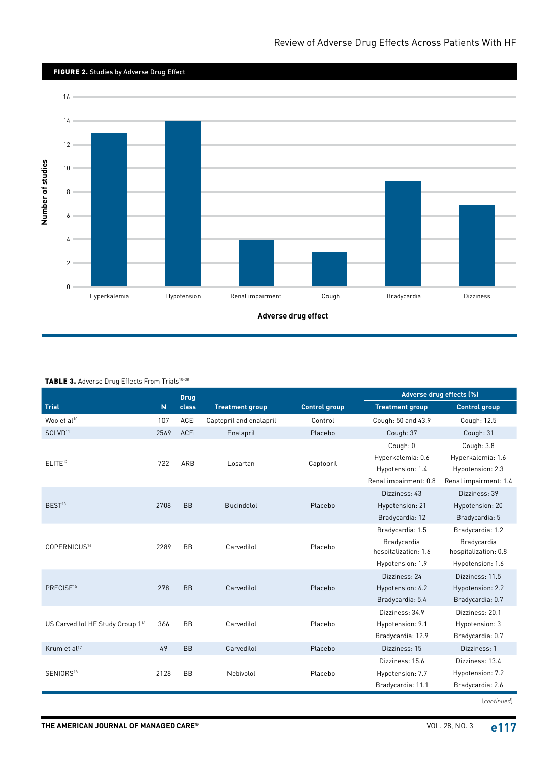**FIGURE 2.** Studies by Adverse Drug Effect

16
14
12
10
8
6
4
2
0

Number of studies

Hyperkalemia
Hypotension
Renal impairment
Cough
Bradycardia
Dizziness

Adverse drug effect

**TABLE 3.** Adverse Drug Effects From Trials[10-38]

| Trial | N | Drug class | Treatment group | Control group | Adverse drug effects (%) | |
|---|---|---|---|---|---|---|
| | | | | | **Treatment group** | **Control group** |
| Woo et al[10] | 107 | ACEi | Captopril and enalapril | Control | Cough: 50 and 43.9 | Cough: 12.5 |
| SOLVD[11] | 2569 | ACEi | Enalapril | Placebo | Cough: 37 | Cough: 31 |
| ELITE[12] | 722 | ARB | Losartan | Captopril | Cough: 0<br>Hyperkalemia: 0.6<br>Hypotension: 1.4<br>Renal impairment: 0.8 | Cough: 3.8<br>Hyperkalemia: 1.6<br>Hypotension: 2.3<br>Renal impairment: 1.4 |
| BEST[13] | 2708 | BB | Bucindolol | Placebo | Dizziness: 43<br>Hypotension: 21<br>Bradycardia: 12 | Dizziness: 39<br>Hypotension: 20<br>Bradycardia: 5 |
| COPERNICUS[14] | 2289 | BB | Carvedilol | Placebo | Bradycardia: 1.5<br>Bradycardia hospitalization: 1.6<br>Hypotension: 1.9 | Bradycardia: 1.2<br>Bradycardia hospitalization: 0.8<br>Hypotension: 1.6 |
| PRECISE[15] | 278 | BB | Carvedilol | Placebo | Dizziness: 24<br>Hypotension: 6.2<br>Bradycardia: 5.4 | Dizziness: 11.5<br>Hypotension: 2.2<br>Bradycardia: 0.7 |
| US Carvedilol HF Study Group 1[16] | 366 | BB | Carvedilol | Placebo | Dizziness: 34.9<br>Hypotension: 9.1<br>Bradycardia: 12.9 | Dizziness: 20.1<br>Hypotension: 3<br>Bradycardia: 0.7 |
| Krum et al[17] | 49 | BB | Carvedilol | Placebo | Dizziness: 15 | Dizziness: 1 |
| SENIORS[18] | 2128 | BB | Nebivolol | Placebo | Dizziness: 15.6<br>Hypotension: 7.7<br>Bradycardia: 11.1 | Dizziness: 13.4<br>Hypotension: 7.2<br>Bradycardia: 2.6 |

(*continued*)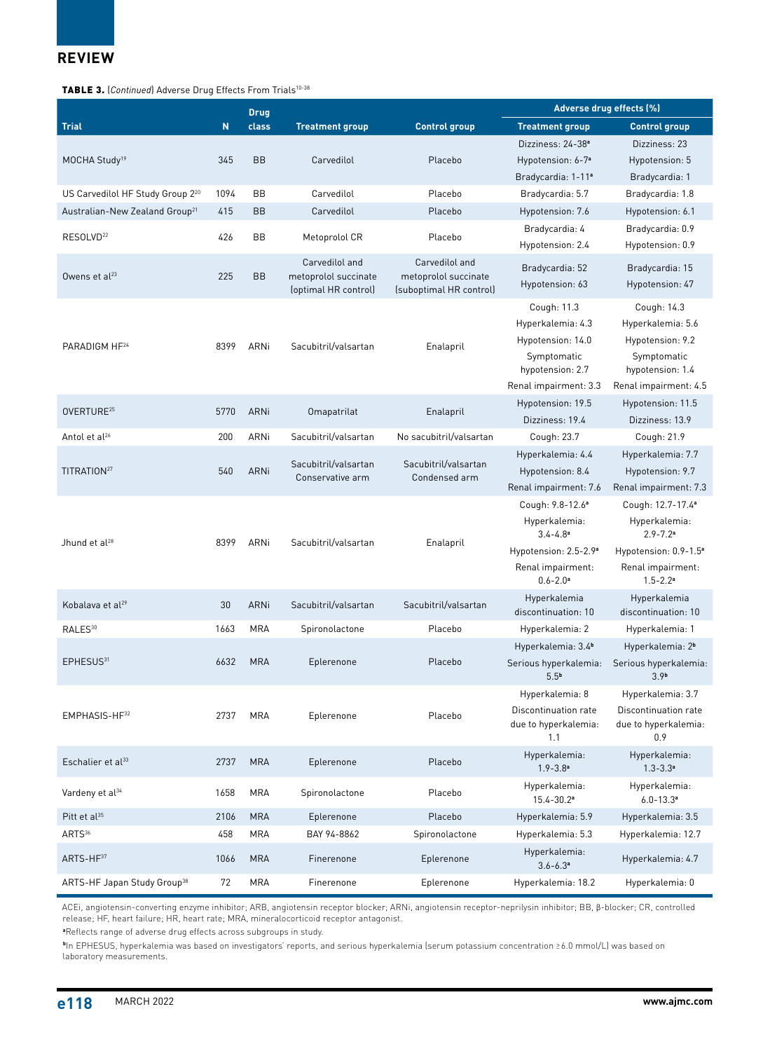**TABLE 3.** (*Continued*) Adverse Drug Effects From Trials[10-38]

| Trial | N | Drug class | Treatment group | Control group | Adverse drug effects (%) | |
|---|---|---|---|---|---|---|
| | | | | | Treatment group | Control group |
| MOCHA Study[19] | 345 | BB | Carvedilol | Placebo | Dizziness: 24-38[a] Hypotension: 6-7[a] Bradycardia: 1-11[a] | Dizziness: 23 Hypotension: 5 Bradycardia: 1 |
| US Carvedilol HF Study Group 2[20] | 1094 | BB | Carvedilol | Placebo | Bradycardia: 5.7 | Bradycardia: 1.8 |
| Australian-New Zealand Group[21] | 415 | BB | Carvedilol | Placebo | Hypotension: 7.6 | Hypotension: 6.1 |
| RESOLVD[22] | 426 | BB | Metoprolol CR | Placebo | Bradycardia: 4 Hypotension: 2.4 | Bradycardia: 0.9 Hypotension: 0.9 |
| Owens et al[23] | 225 | BB | Carvedilol and metoprolol succinate (optimal HR control) | Carvedilol and metoprolol succinate (suboptimal HR control) | Bradycardia: 52 Hypotension: 63 | Bradycardia: 15 Hypotension: 47 |
| PARADIGM HF[24] | 8399 | ARNi | Sacubitril/valsartan | Enalapril | Cough: 11.3 Hyperkalemia: 4.3 Hypotension: 14.0 Symptomatic hypotension: 2.7 Renal impairment: 3.3 | Cough: 14.3 Hyperkalemia: 5.6 Hypotension: 9.2 Symptomatic hypotension: 1.4 Renal impairment: 4.5 |
| OVERTURE[25] | 5770 | ARNi | Omapatrilat | Enalapril | Hypotension: 19.5 Dizziness: 19.4 | Hypotension: 11.5 Dizziness: 13.9 |
| Antol et al[26] | 200 | ARNi | Sacubitril/valsartan | No sacubitril/valsartan | Cough: 23.7 | Cough: 21.9 |
| TITRATION[27] | 540 | ARNi | Sacubitril/valsartan Conservative arm | Sacubitril/valsartan Condensed arm | Hyperkalemia: 4.4 Hypotension: 8.4 Renal impairment: 7.6 | Hyperkalemia: 7.7 Hypotension: 9.7 Renal impairment: 7.3 |
| Jhund et al[28] | 8399 | ARNi | Sacubitril/valsartan | Enalapril | Cough: 9.8-12.6[a] Hyperkalemia: 3.4-4.8[a] Hypotension: 2.5-2.9[a] Renal impairment: 0.6-2.0[a] | Cough: 12.7-17.4[a] Hyperkalemia: 2.9-7.2[a] Hypotension: 0.9-1.5[a] Renal impairment: 1.5-2.2[a] |
| Kobalava et al[29] | 30 | ARNi | Sacubitril/valsartan | Sacubitril/valsartan | Hyperkalemia discontinuation: 10 | Hyperkalemia discontinuation: 10 |
| RALES[30] | 1663 | MRA | Spironolactone | Placebo | Hyperkalemia: 2 | Hyperkalemia: 1 |
| EPHESUS[31] | 6632 | MRA | Eplerenone | Placebo | Hyperkalemia: 3.4[b] Serious hyperkalemia: 5.5[b] | Hyperkalemia: 2[b] Serious hyperkalemia: 3.9[b] |
| EMPHASIS-HF[32] | 2737 | MRA | Eplerenone | Placebo | Hyperkalemia: 8 Discontinuation rate due to hyperkalemia: 1.1 | Hyperkalemia: 3.7 Discontinuation rate due to hyperkalemia: 0.9 |
| Eschalier et al[33] | 2737 | MRA | Eplerenone | Placebo | Hyperkalemia: 1.9-3.8[a] | Hyperkalemia: 1.3-3.3[a] |
| Vardeny et al[34] | 1658 | MRA | Spironolactone | Placebo | Hyperkalemia: 15.4-30.2[a] | Hyperkalemia: 6.0-13.3[a] |
| Pitt et al[35] | 2106 | MRA | Eplerenone | Placebo | Hyperkalemia: 5.9 | Hyperkalemia: 3.5 |
| ARTS[36] | 458 | MRA | BAY 94-8862 | Spironolactone | Hyperkalemia: 5.3 | Hyperkalemia: 12.7 |
| ARTS-HF[37] | 1066 | MRA | Finerenone | Eplerenone | Hyperkalemia: 3.6-6.3[a] | Hyperkalemia: 4.7 |
| ARTS-HF Japan Study Group[38] | 72 | MRA | Finerenone | Eplerenone | Hyperkalemia: 18.2 | Hyperkalemia: 0 |

ACEi, angiotensin-converting enzyme inhibitor; ARB, angiotensin receptor blocker; ARNi, angiotensin receptor-neprilysin inhibitor; BB, β-blocker; CR, controlled release; HF, heart failure; HR, heart rate; MRA, mineralocorticoid receptor antagonist.

[a]Reflects range of adverse drug effects across subgroups in study.

[b]In EPHESUS, hyperkalemia was based on investigators' reports, and serious hyperkalemia (serum potassium concentration ≥6.0 mmol/L) was based on laboratory measurements.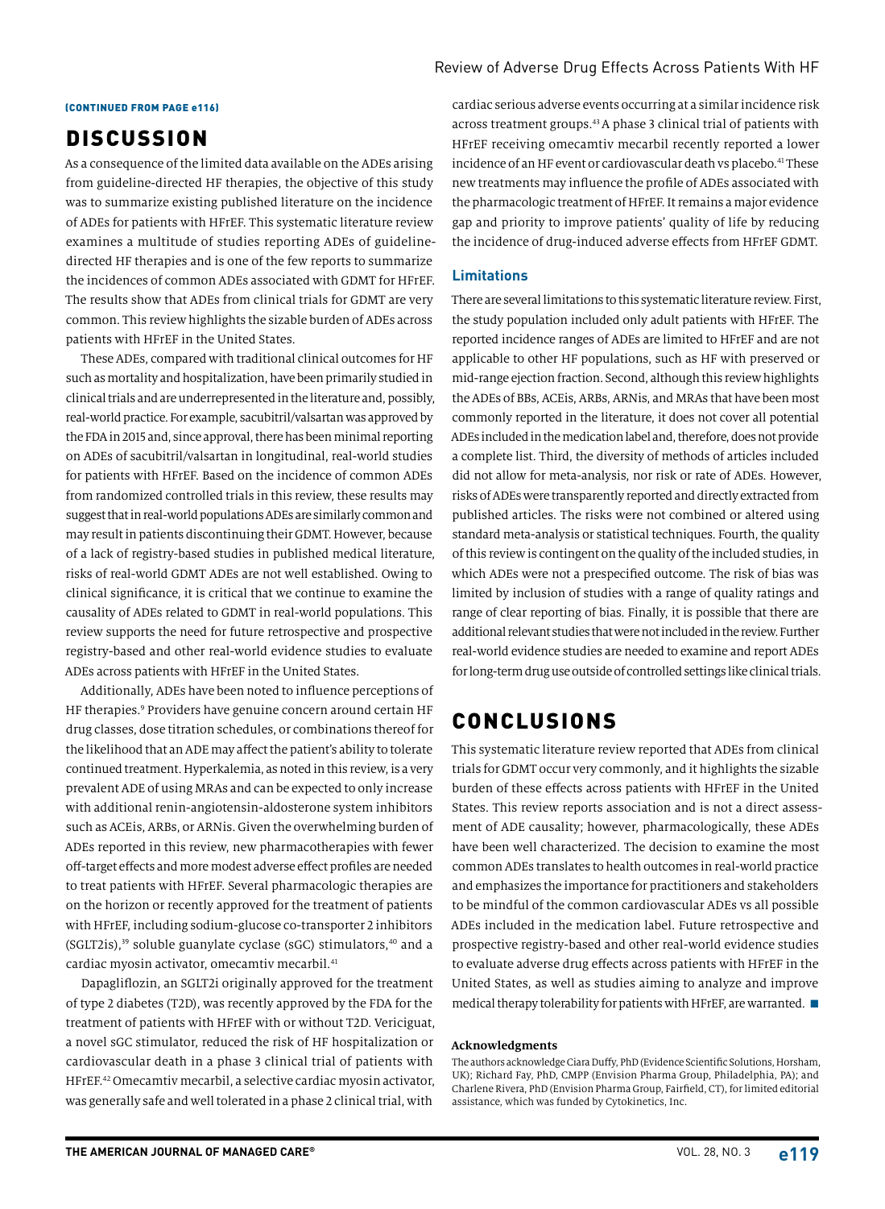(CONTINUED FROM PAGE e116)

# DISCUSSION

As a consequence of the limited data available on the ADEs arising from guideline-directed HF therapies, the objective of this study was to summarize existing published literature on the incidence of ADEs for patients with HFrEF. This systematic literature review examines a multitude of studies reporting ADEs of guideline-directed HF therapies and is one of the few reports to summarize the incidences of common ADEs associated with GDMT for HFrEF. The results show that ADEs from clinical trials for GDMT are very common. This review highlights the sizable burden of ADEs across patients with HFrEF in the United States.

These ADEs, compared with traditional clinical outcomes for HF such as mortality and hospitalization, have been primarily studied in clinical trials and are underrepresented in the literature and, possibly, real-world practice. For example, sacubitril/valsartan was approved by the FDA in 2015 and, since approval, there has been minimal reporting on ADEs of sacubitril/valsartan in longitudinal, real-world studies for patients with HFrEF. Based on the incidence of common ADEs from randomized controlled trials in this review, these results may suggest that in real-world populations ADEs are similarly common and may result in patients discontinuing their GDMT. However, because of a lack of registry-based studies in published medical literature, risks of real-world GDMT ADEs are not well established. Owing to clinical significance, it is critical that we continue to examine the causality of ADEs related to GDMT in real-world populations. This review supports the need for future retrospective and prospective registry-based and other real-world evidence studies to evaluate ADEs across patients with HFrEF in the United States.

Additionally, ADEs have been noted to influence perceptions of HF therapies.[9] Providers have genuine concern around certain HF drug classes, dose titration schedules, or combinations thereof for the likelihood that an ADE may affect the patient's ability to tolerate continued treatment. Hyperkalemia, as noted in this review, is a very prevalent ADE of using MRAs and can be expected to only increase with additional renin-angiotensin-aldosterone system inhibitors such as ACEis, ARBs, or ARNis. Given the overwhelming burden of ADEs reported in this review, new pharmacotherapies with fewer off-target effects and more modest adverse effect profiles are needed to treat patients with HFrEF. Several pharmacologic therapies are on the horizon or recently approved for the treatment of patients with HFrEF, including sodium-glucose co-transporter 2 inhibitors (SGLT2is),[39] soluble guanylate cyclase (sGC) stimulators,[40] and a cardiac myosin activator, omecamtiv mecarbil.[41]

Dapagliflozin, an SGLT2i originally approved for the treatment of type 2 diabetes (T2D), was recently approved by the FDA for the treatment of patients with HFrEF with or without T2D. Vericiguat, a novel sGC stimulator, reduced the risk of HF hospitalization or cardiovascular death in a phase 3 clinical trial of patients with HFrEF.[42] Omecamtiv mecarbil, a selective cardiac myosin activator, was generally safe and well tolerated in a phase 2 clinical trial, with cardiac serious adverse events occurring at a similar incidence risk across treatment groups.[43] A phase 3 clinical trial of patients with HFrEF receiving omecamtiv mecarbil recently reported a lower incidence of an HF event or cardiovascular death vs placebo.[41] These new treatments may influence the profile of ADEs associated with the pharmacologic treatment of HFrEF. It remains a major evidence gap and priority to improve patients' quality of life by reducing the incidence of drug-induced adverse effects from HFrEF GDMT.

## Limitations

There are several limitations to this systematic literature review. First, the study population included only adult patients with HFrEF. The reported incidence ranges of ADEs are limited to HFrEF and are not applicable to other HF populations, such as HF with preserved or mid-range ejection fraction. Second, although this review highlights the ADEs of BBs, ACEis, ARBs, ARNis, and MRAs that have been most commonly reported in the literature, it does not cover all potential ADEs included in the medication label and, therefore, does not provide a complete list. Third, the diversity of methods of articles included did not allow for meta-analysis, nor risk or rate of ADEs. However, risks of ADEs were transparently reported and directly extracted from published articles. The risks were not combined or altered using standard meta-analysis or statistical techniques. Fourth, the quality of this review is contingent on the quality of the included studies, in which ADEs were not a prespecified outcome. The risk of bias was limited by inclusion of studies with a range of quality ratings and range of clear reporting of bias. Finally, it is possible that there are additional relevant studies that were not included in the review. Further real-world evidence studies are needed to examine and report ADEs for long-term drug use outside of controlled settings like clinical trials.

# CONCLUSIONS

This systematic literature review reported that ADEs from clinical trials for GDMT occur very commonly, and it highlights the sizable burden of these effects across patients with HFrEF in the United States. This review reports association and is not a direct assessment of ADE causality; however, pharmacologically, these ADEs have been well characterized. The decision to examine the most common ADEs translates to health outcomes in real-world practice and emphasizes the importance for practitioners and stakeholders to be mindful of the common cardiovascular ADEs vs all possible ADEs included in the medication label. Future retrospective and prospective registry-based and other real-world evidence studies to evaluate adverse drug effects across patients with HFrEF in the United States, as well as studies aiming to analyze and improve medical therapy tolerability for patients with HFrEF, are warranted. ■

**Acknowledgments**

The authors acknowledge Ciara Duffy, PhD (Evidence Scientific Solutions, Horsham, UK); Richard Fay, PhD, CMPP (Envision Pharma Group, Philadelphia, PA); and Charlene Rivera, PhD (Envision Pharma Group, Fairfield, CT), for limited editorial assistance, which was funded by Cytokinetics, Inc.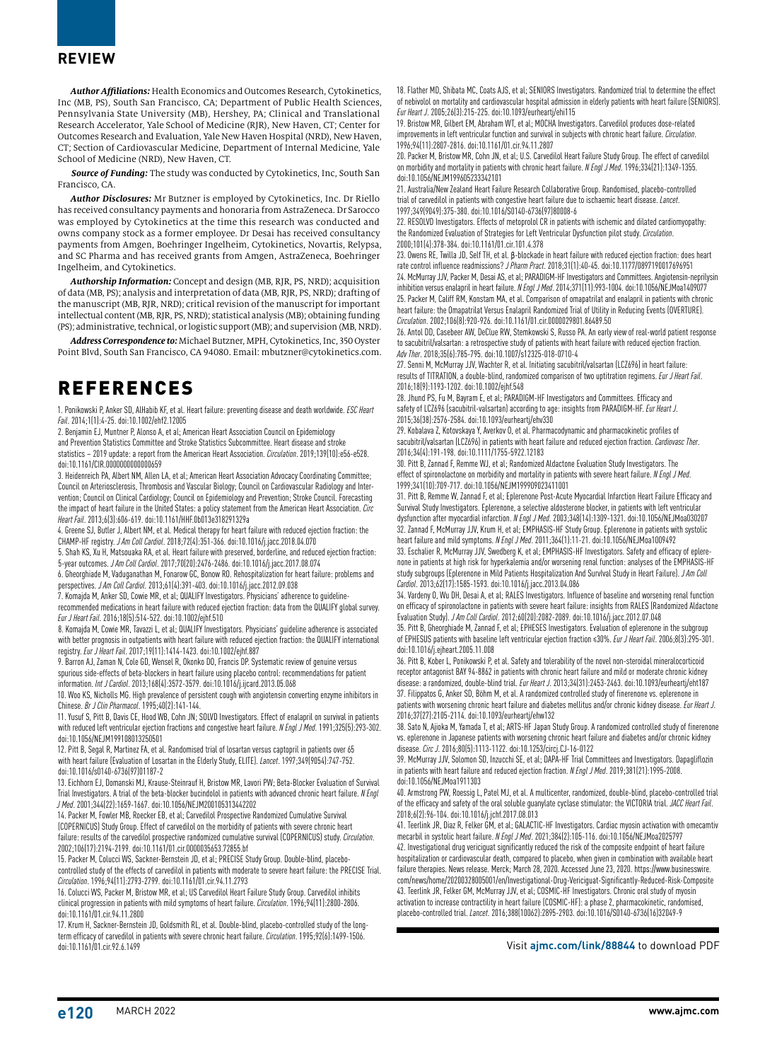*Author Affiliations:* Health Economics and Outcomes Research, Cytokinetics, Inc (MB, PS), South San Francisco, CA; Department of Public Health Sciences, Pennsylvania State University (MB), Hershey, PA; Clinical and Translational Research Accelerator, Yale School of Medicine (RJR), New Haven, CT; Center for Outcomes Research and Evaluation, Yale New Haven Hospital (NRD), New Haven, CT; Section of Cardiovascular Medicine, Department of Internal Medicine, Yale School of Medicine (NRD), New Haven, CT.

*Source of Funding:* The study was conducted by Cytokinetics, Inc, South San Francisco, CA.

*Author Disclosures:* Mr Butzner is employed by Cytokinetics, Inc. Dr Riello has received consultancy payments and honoraria from AstraZeneca. Dr Sarocco was employed by Cytokinetics at the time this research was conducted and owns company stock as a former employee. Dr Desai has received consultancy payments from Amgen, Boehringer Ingelheim, Cytokinetics, Novartis, Relypsa, and SC Pharma and has received grants from Amgen, AstraZeneca, Boehringer Ingelheim, and Cytokinetics.

*Authorship Information:* Concept and design (MB, RJR, PS, NRD); acquisition of data (MB, PS); analysis and interpretation of data (MB, RJR, PS, NRD); drafting of the manuscript (MB, RJR, NRD); critical revision of the manuscript for important intellectual content (MB, RJR, PS, NRD); statistical analysis (MB); obtaining funding (PS); administrative, technical, or logistic support (MB); and supervision (MB, NRD).

*Address Correspondence to:* Michael Butzner, MPH, Cytokinetics, Inc, 350 Oyster Point Blvd, South San Francisco, CA 94080. Email: mbutzner@cytokinetics.com.

## REFERENCES

1. Ponikowski P, Anker SD, AlHabib KF, et al. Heart failure: preventing disease and death worldwide. *ESC Heart Fail*. 2014;1(1):4-25. doi:10.1002/ehf2.12005
2. Benjamin EJ, Muntner P, Alonso A, et al; American Heart Association Council on Epidemiology and Prevention Statistics Committee and Stroke Statistics Subcommittee. Heart disease and stroke statistics – 2019 update: a report from the American Heart Association. *Circulation*. 2019;139(10):e56-e528. doi:10.1161/CIR.0000000000000659
3. Heidenreich PA, Albert NM, Allen LA, et al; American Heart Association Advocacy Coordinating Committee; Council on Arteriosclerosis, Thrombosis and Vascular Biology; Council on Cardiovascular Radiology and Intervention; Council on Clinical Cardiology; Council on Epidemiology and Prevention; Stroke Council. Forecasting the impact of heart failure in the United States: a policy statement from the American Heart Association. *Circ Heart Fail*. 2013;6(3):606-619. doi:10.1161/HHF.0b013e318291329a
4. Greene SJ, Butler J, Albert NM, et al. Medical therapy for heart failure with reduced ejection fraction: the CHAMP-HF registry. *J Am Coll Cardiol*. 2018;72(4):351-366. doi:10.1016/j.jacc.2018.04.070
5. Shah KS, Xu H, Matsouaka RA, et al. Heart failure with preserved, borderline, and reduced ejection fraction: 5-year outcomes. *J Am Coll Cardiol*. 2017;70(20):2476-2486. doi:10.1016/j.jacc.2017.08.074
6. Gheorghiade M, Vaduganathan M, Fonarow GC, Bonow RO. Rehospitalization for heart failure: problems and perspectives. *J Am Coll Cardiol*. 2013;61(4):391-403. doi:10.1016/j.jacc.2012.09.038
7. Komajda M, Anker SD, Cowie MR, et al; QUALIFY Investigators. Physicians' adherence to guideline-recommended medications in heart failure with reduced ejection fraction: data from the QUALIFY global survey. *Eur J Heart Fail*. 2016;18(5):514-522. doi:10.1002/ejhf.510
8. Komajda M, Cowie MR, Tavazzi L, et al; QUALIFY Investigators. Physicians' guideline adherence is associated with better prognosis in outpatients with heart failure with reduced ejection fraction: the QUALIFY international registry. *Eur J Heart Fail*. 2017;19(11):1414-1423. doi:10.1002/ejhf.887
9. Barron AJ, Zaman N, Cole GD, Wensel R, Okonko DO, Francis DP. Systematic review of genuine versus spurious side-effects of beta-blockers in heart failure using placebo control: recommendations for patient information. *Int J Cardiol*. 2013;168(4):3572-3579. doi:10.1016/j.ijcard.2013.05.068
10. Woo KS, Nicholls MG. High prevalence of persistent cough with angiotensin converting enzyme inhibitors in Chinese. *Br J Clin Pharmacol*. 1995;40(2):141-144.
11. Yusuf S, Pitt B, Davis CE, Hood WB, Cohn JN; SOLVD Investigators. Effect of enalapril on survival in patients with reduced left ventricular ejection fractions and congestive heart failure. *N Engl J Med*. 1991;325(5):293-302. doi:10.1056/NEJM199108013250501
12. Pitt B, Segal R, Martinez FA, et al. Randomised trial of losartan versus captopril in patients over 65 with heart failure (Evaluation of Losartan in the Elderly Study, ELITE). *Lancet*. 1997;349(9054):747-752. doi:10.1016/s0140-6736(97)01187-2
13. Eichhorn EJ, Domanski MJ, Krause-Steinrauf H, Bristow MR, Lavori PW; Beta-Blocker Evaluation of Survival Trial Investigators. A trial of the beta-blocker bucindolol in patients with advanced chronic heart failure. *N Engl J Med*. 2001;344(22):1659-1667. doi:10.1056/NEJM200105313442202
14. Packer M, Fowler MB, Roecker EB, et al; Carvedilol Prospective Randomized Cumulative Survival (COPERNICUS) Study Group. Effect of carvedilol on the morbidity of patients with severe chronic heart failure: results of the carvedilol prospective randomized cumulative survival (COPERNICUS) study. *Circulation*. 2002;106(17):2194-2199. doi:10.1161/01.cir.0000035653.72855.bf
15. Packer M, Colucci WS, Sackner-Bernstein JD, et al; PRECISE Study Group. Double-blind, placebo-controlled study of the effects of carvedilol in patients with moderate to severe heart failure: the PRECISE Trial. *Circulation*. 1996;94(11):2793-2799. doi:10.1161/01.cir.94.11.2793
16. Colucci WS, Packer M, Bristow MR, et al; US Carvedilol Heart Failure Study Group. Carvedilol inhibits clinical progression in patients with mild symptoms of heart failure. *Circulation*. 1996;94(11):2800-2806. doi:10.1161/01.cir.94.11.2800
17. Krum H, Sackner-Bernstein JD, Goldsmith RL, et al. Double-blind, placebo-controlled study of the long-term efficacy of carvedilol in patients with severe chronic heart failure. *Circulation*. 1995;92(6):1499-1506. doi:10.1161/01.cir.92.6.1499
18. Flather MD, Shibata MC, Coats AJS, et al; SENIORS Investigators. Randomized trial to determine the effect of nebivolol on mortality and cardiovascular hospital admission in elderly patients with heart failure (SENIORS). *Eur Heart J*. 2005;26(3):215-225. doi:10.1093/eurheartj/ehi115
19. Bristow MR, Gilbert EM, Abraham WT, et al; MOCHA Investigators. Carvedilol produces dose-related improvements in left ventricular function and survival in subjects with chronic heart failure. *Circulation*. 1996;94(11):2807-2816. doi:10.1161/01.cir.94.11.2807
20. Packer M, Bristow MR, Cohn JN, et al; U.S. Carvedilol Heart Failure Study Group. The effect of carvedilol on morbidity and mortality in patients with chronic heart failure. *N Engl J Med*. 1996;334(21):1349-1355. doi:10.1056/NEJM199605233342101
21. Australia/New Zealand Heart Failure Research Collaborative Group. Randomised, placebo-controlled trial of carvedilol in patients with congestive heart failure due to ischaemic heart disease. *Lancet*. 1997;349(9049):375-380. doi:10.1016/S0140-6736(97)80008-6
22. RESOLVD Investigators. Effects of metoprolol CR in patients with ischemic and dilated cardiomyopathy: the Randomized Evaluation of Strategies for Left Ventricular Dysfunction pilot study. *Circulation*. 2000;101(4):378-384. doi:10.1161/01.cir.101.4.378
23. Owens RE, Twilla JD, Self TH, et al. β-blockade in heart failure with reduced ejection fraction: does heart rate control influence readmissions? *J Pharm Pract*. 2018;31(1):40-45. doi:10.1177/0897190017696951
24. McMurray JJV, Packer M, Desai AS, et al; PARADIGM-HF Investigators and Committees. Angiotensin-neprilysin inhibition versus enalapril in heart failure. *N Engl J Med*. 2014;371(11):993-1004. doi:10.1056/NEJMoa1409077
25. Packer M, Califf RM, Konstam MA, et al. Comparison of omapatrilat and enalapril in patients with chronic heart failure: the Omapatrilat Versus Enalapril Randomized Trial of Utility in Reducing Events (OVERTURE). *Circulation*. 2002;106(8):920-926. doi:10.1161/01.cir.0000029801.86489.50
26. Antol DD, Casebeer AW, DeClue RW, Stemkowski S, Russo PA. An early view of real-world patient response to sacubitril/valsartan: a retrospective study of patients with heart failure with reduced ejection fraction. *Adv Ther*. 2018;35(6):785-795. doi:10.1007/s12325-018-0710-4
27. Senni M, McMurray JJV, Wachter R, et al. Initiating sacubitril/valsartan (LCZ696) in heart failure: results of TITRATION, a double-blind, randomized comparison of two uptitration regimens. *Eur J Heart Fail*. 2016;18(9):1193-1202. doi:10.1002/ejhf.548
28. Jhund PS, Fu M, Bayram E, et al; PARADIGM-HF Investigators and Committees. Efficacy and safety of LCZ696 (sacubitril-valsartan) according to age: insights from PARADIGM-HF. *Eur Heart J*. 2015;36(38):2576-2584. doi:10.1093/eurheartj/ehv330
29. Kobalava Z, Kotovskaya Y, Averkov O, et al. Pharmacodynamic and pharmacokinetic profiles of sacubitril/valsartan (LCZ696) in patients with heart failure and reduced ejection fraction. *Cardiovasc Ther*. 2016;34(4):191-198. doi:10.1111/1755-5922.12183
30. Pitt B, Zannad F, Remme WJ, et al; Randomized Aldactone Evaluation Study Investigators. The effect of spironolactone on morbidity and mortality in patients with severe heart failure. *N Engl J Med*. 1999;341(10):709-717. doi:10.1056/NEJM199909023411001
31. Pitt B, Remme W, Zannad F, et al; Eplerenone Post-Acute Myocardial Infarction Heart Failure Efficacy and Survival Study Investigators. Eplerenone, a selective aldosterone blocker, in patients with left ventricular dysfunction after myocardial infarction. *N Engl J Med*. 2003;348(14):1309-1321. doi:10.1056/NEJMoa030207
32. Zannad F, McMurray JJV, Krum H, et al; EMPHASIS-HF Study Group. Eplerenone in patients with systolic heart failure and mild symptoms. *N Engl J Med*. 2011;364(1):11-21. doi:10.1056/NEJMoa1009492
33. Eschalier R, McMurray JJV, Swedberg K, et al; EMPHASIS-HF Investigators. Safety and efficacy of eplerenone in patients at high risk for hyperkalemia and/or worsening renal function: analyses of the EMPHASIS-HF study subgroups (Eplerenone in Mild Patients Hospitalization And Survival Study in Heart Failure). *J Am Coll Cardiol*. 2013;62(17):1585-1593. doi:10.1016/j.jacc.2013.04.086
34. Vardeny O, Wu DH, Desai A, et al; RALES Investigators. Influence of baseline and worsening renal function on efficacy of spironolactone in patients with severe heart failure: insights from RALES (Randomized Aldactone Evaluation Study). *J Am Coll Cardiol*. 2012;60(20):2082-2089. doi:10.1016/j.jacc.2012.07.048
35. Pitt B, Gheorghiade M, Zannad F, et al; EPHESES Investigators. Evaluation of eplerenone in the subgroup of EPHESUS patients with baseline left ventricular ejection fraction <30%. *Eur J Heart Fail*. 2006;8(3):295-301. doi:10.1016/j.ejheart.2005.11.008
36. Pitt B, Kober L, Ponikowski P, et al. Safety and tolerability of the novel non-steroidal mineralocorticoid receptor antagonist BAY 94-8862 in patients with chronic heart failure and mild or moderate chronic kidney disease: a randomized, double-blind trial. *Eur Heart J*. 2013;34(31):2453-2463. doi:10.1093/eurheartj/eht187
37. Filippatos G, Anker SD, Böhm M, et al. A randomized controlled study of finerenone vs. eplerenone in patients with worsening chronic heart failure and diabetes mellitus and/or chronic kidney disease. *Eur Heart J*. 2016;37(27):2105-2114. doi:10.1093/eurheartj/ehw132
38. Sato N, Ajioka M, Yamada T, et al; ARTS-HF Japan Study Group. A randomized controlled study of finerenone vs. eplerenone in Japanese patients with worsening chronic heart failure and diabetes and/or chronic kidney disease. *Circ J*. 2016;80(5):1113-1122. doi:10.1253/circj.CJ-16-0122
39. McMurray JJV, Solomon SD, Inzucchi SE, et al; DAPA-HF Trial Committees and Investigators. Dapagliflozin in patients with heart failure and reduced ejection fraction. *N Engl J Med*. 2019;381(21):1995-2008. doi:10.1056/NEJMoa1911303
40. Armstrong PW, Roessig L, Patel MJ, et al. A multicenter, randomized, double-blind, placebo-controlled trial of the efficacy and safety of the oral soluble guanylate cyclase stimulator: the VICTORIA trial. *JACC Heart Fail*. 2018;6(2):96-104. doi:10.1016/j.jchf.2017.08.013
41. Teerlink JR, Diaz R, Felker GM, et al; GALACTIC-HF Investigators. Cardiac myosin activation with omecamtiv mecarbil in systolic heart failure. *N Engl J Med*. 2021;384(2):105-116. doi:10.1056/NEJMoa2025797
42. Investigational drug vericiguat significantly reduced the risk of the composite endpoint of heart failure hospitalization or cardiovascular death, compared to placebo, when given in combination with available heart failure therapies. News release. Merck; March 28, 2020. Accessed June 23, 2020. https://www.businesswire.com/news/home/20200328005001/en/Investigational-Drug-Vericiguat-Significantly-Reduced-Risk-Composite
43. Teerlink JR, Felker GM, McMurray JJV, et al; COSMIC-HF Investigators. Chronic oral study of myosin activation to increase contractility in heart failure (COSMIC-HF): a phase 2, pharmacokinetic, randomised, placebo-controlled trial. *Lancet*. 2016;388(10062):2895-2903. doi:10.1016/S0140-6736(16)32049-9

Visit **ajmc.com/link/88844** to download PDF